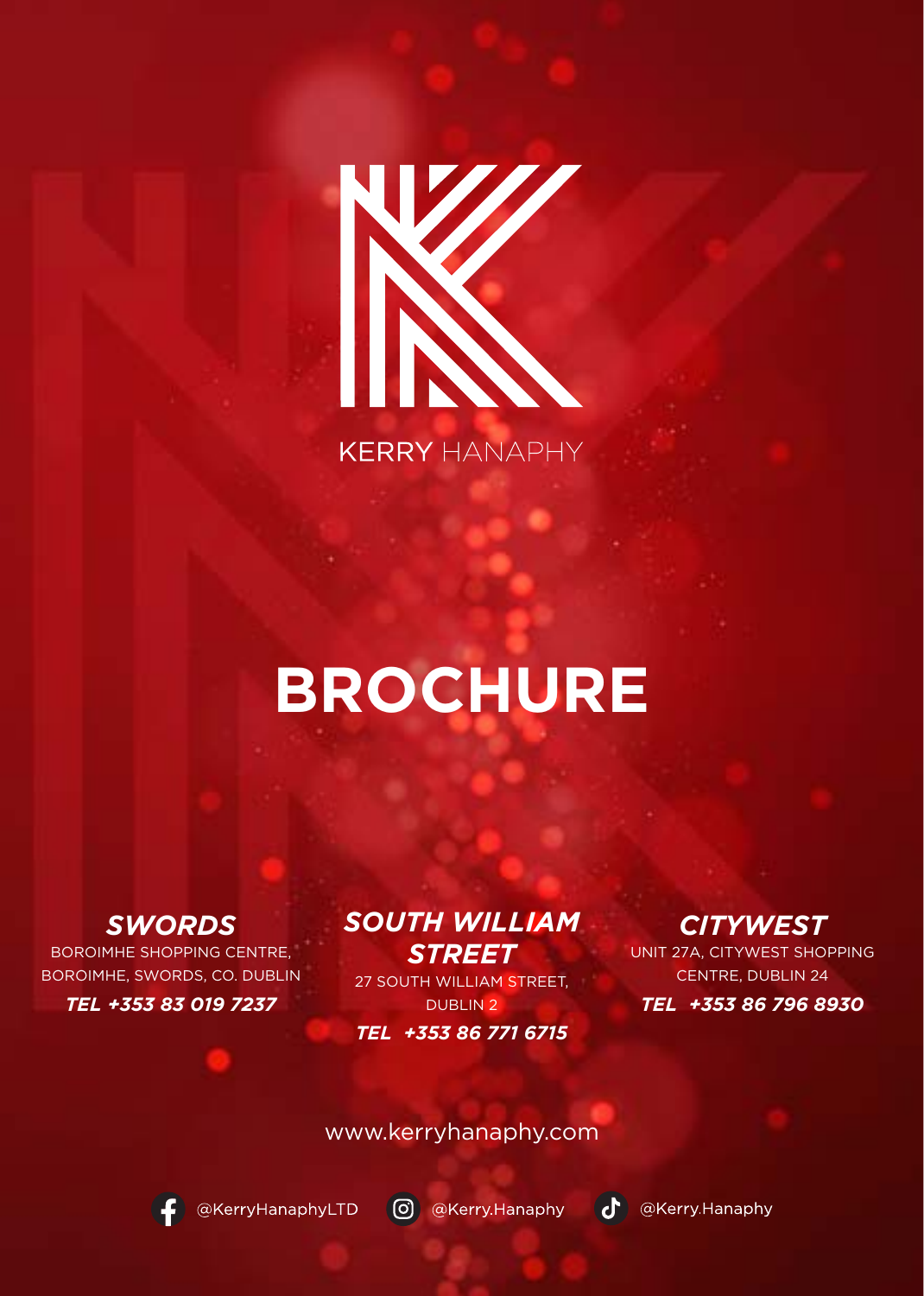KERRY HANAPHY

# BROCHURE

### SWORDS

BOROIMHE SHOPPING CENTRE, BOROIMHE, SWORDS, CO. DUBLIN

***TEL +353 83 019 7237***

### SOUTH WILLIAM STREET

27 SOUTH WILLIAM STREET, DUBLIN 2

***TEL +353 86 771 6715***

### CITYWEST

UNIT 27A, CITYWEST SHOPPING CENTRE, DUBLIN 24

***TEL +353 86 796 8930***

www.kerryhanaphy.com

@KerryHanaphyLTD

@Kerry.Hanaphy

@Kerry.Hanaphy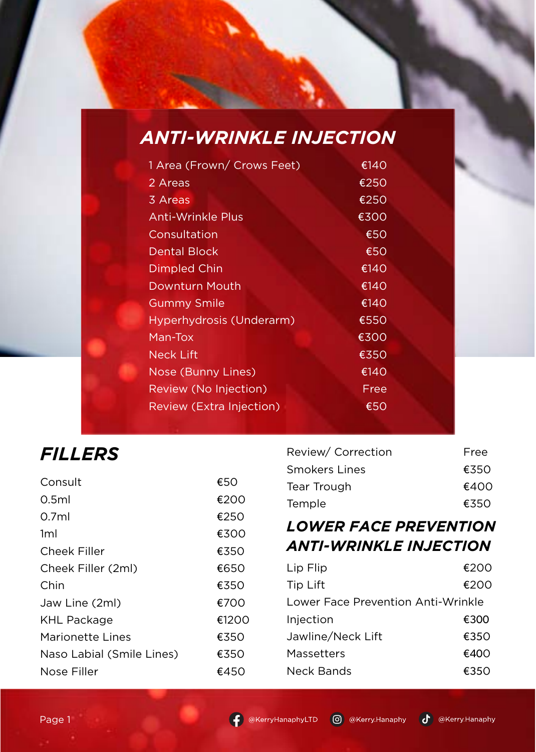## *ANTI-WRINKLE INJECTION*

| Treatment | Price |
|---|---|
| 1 Area (Frown/ Crows Feet) | €140 |
| 2 Areas | €250 |
| 3 Areas | €250 |
| Anti-Wrinkle Plus | €300 |
| Consultation | €50 |
| Dental Block | €50 |
| Dimpled Chin | €140 |
| Downturn Mouth | €140 |
| Gummy Smile | €140 |
| Hyperhydrosis (Underarm) | €550 |
| Man-Tox | €300 |
| Neck Lift | €350 |
| Nose (Bunny Lines) | €140 |
| Review (No Injection) | Free |
| Review (Extra Injection) | €50 |

## *FILLERS*

| Treatment | Price |
|---|---|
| Consult | €50 |
| 0.5ml | €200 |
| 0.7ml | €250 |
| 1ml | €300 |
| Cheek Filler | €350 |
| Cheek Filler (2ml) | €650 |
| Chin | €350 |
| Jaw Line (2ml) | €700 |
| KHL Package | €1200 |
| Marionette Lines | €350 |
| Naso Labial (Smile Lines) | €350 |
| Nose Filler | €450 |
| Review/ Correction | Free |
| Smokers Lines | €350 |
| Tear Trough | €400 |
| Temple | €350 |

## *LOWER FACE PREVENTION ANTI-WRINKLE INJECTION*

| Treatment | Price |
|---|---|
| Lip Flip | €200 |
| Tip Lift | €200 |
| Lower Face Prevention Anti-Wrinkle Injection | €300 |
| Jawline/Neck Lift | €350 |
| Massetters | €400 |
| Neck Bands | €350 |

@KerryHanaphyLTD @Kerry.Hanaphy @Kerry.Hanaphy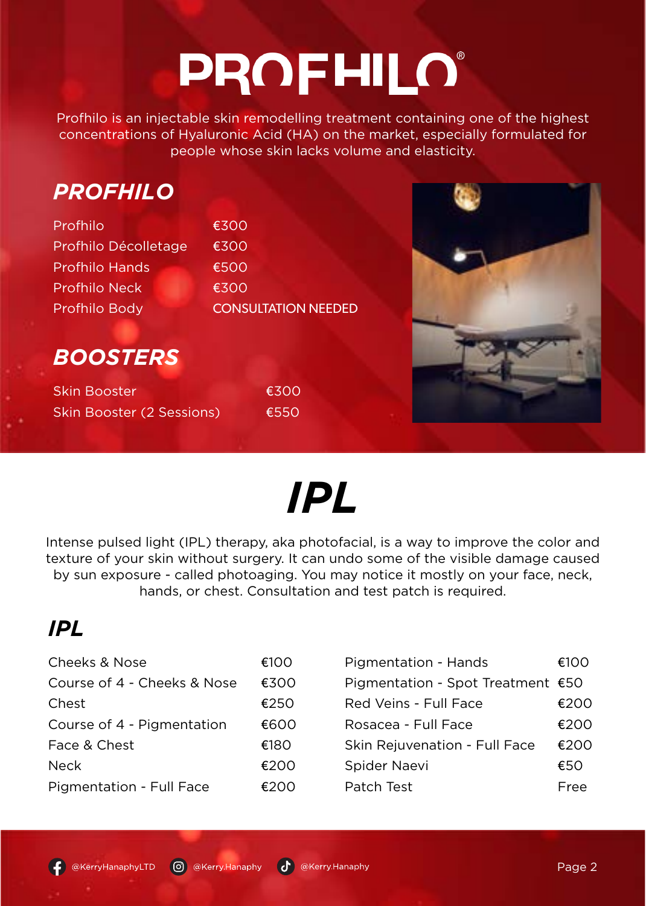# PROFHILO®

Profhilo is an injectable skin remodelling treatment containing one of the highest concentrations of Hyaluronic Acid (HA) on the market, especially formulated for people whose skin lacks volume and elasticity.

## *PROFHILO*

| Treatment | Price |
|---|---|
| Profhilo | €300 |
| Profhilo Décolletage | €300 |
| Profhilo Hands | €500 |
| Profhilo Neck | €300 |
| Profhilo Body | CONSULTATION NEEDED |

## *BOOSTERS*

| Treatment | Price |
|---|---|
| Skin Booster | €300 |
| Skin Booster (2 Sessions) | €550 |

# *IPL*

Intense pulsed light (IPL) therapy, aka photofacial, is a way to improve the color and texture of your skin without surgery. It can undo some of the visible damage caused by sun exposure - called photoaging. You may notice it mostly on your face, neck, hands, or chest. Consultation and test patch is required.

## *IPL*

| Treatment | Price |
|---|---|
| Cheeks & Nose | €100 |
| Course of 4 - Cheeks & Nose | €300 |
| Chest | €250 |
| Course of 4 - Pigmentation | €600 |
| Face & Chest | €180 |
| Neck | €200 |
| Pigmentation - Full Face | €200 |
| Pigmentation - Hands | €100 |
| Pigmentation - Spot Treatment | €50 |
| Red Veins - Full Face | €200 |
| Rosacea - Full Face | €200 |
| Skin Rejuvenation - Full Face | €200 |
| Spider Naevi | €50 |
| Patch Test | Free |

@KerryHanaphyLTD @Kerry.Hanaphy @Kerry.Hanaphy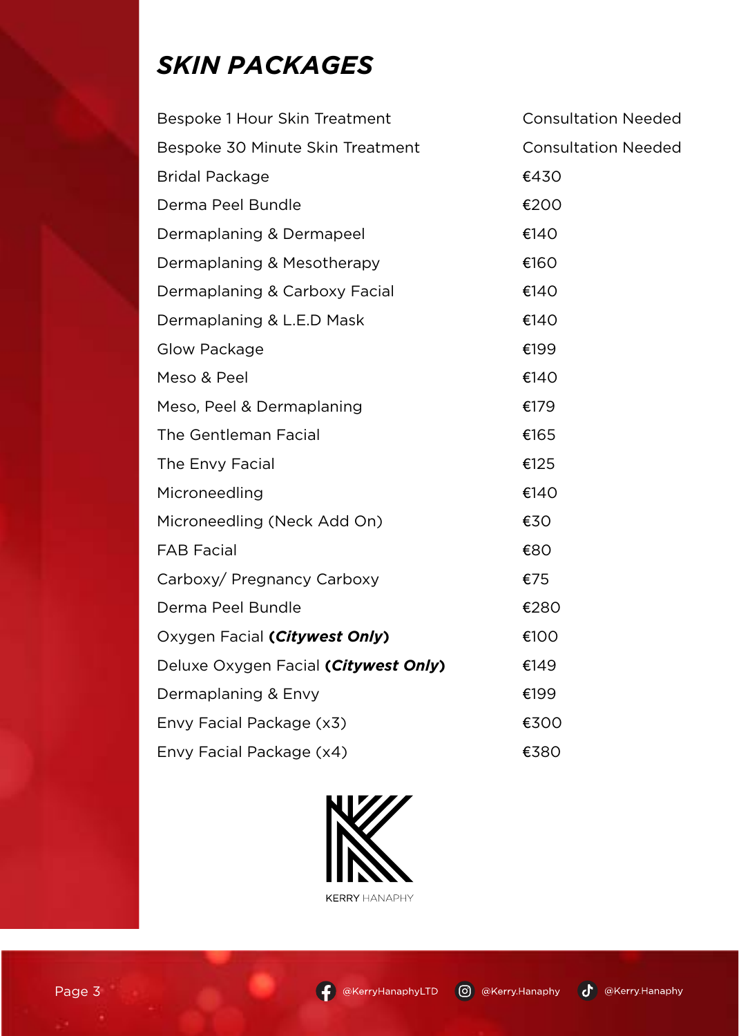# *SKIN PACKAGES*

| Treatment | Price |
|---|---|
| Bespoke 1 Hour Skin Treatment | Consultation Needed |
| Bespoke 30 Minute Skin Treatment | Consultation Needed |
| Bridal Package | €430 |
| Derma Peel Bundle | €200 |
| Dermaplaning & Dermapeel | €140 |
| Dermaplaning & Mesotherapy | €160 |
| Dermaplaning & Carboxy Facial | €140 |
| Dermaplaning & L.E.D Mask | €140 |
| Glow Package | €199 |
| Meso & Peel | €140 |
| Meso, Peel & Dermaplaning | €179 |
| The Gentleman Facial | €165 |
| The Envy Facial | €125 |
| Microneedling | €140 |
| Microneedling (Neck Add On) | €30 |
| FAB Facial | €80 |
| Carboxy/ Pregnancy Carboxy | €75 |
| Derma Peel Bundle | €280 |
| Oxygen Facial **(*Citywest Only*)** | €100 |
| Deluxe Oxygen Facial **(*Citywest Only*)** | €149 |
| Dermaplaning & Envy | €199 |
| Envy Facial Package (x3) | €300 |
| Envy Facial Package (x4) | €380 |

KERRY HANAPHY

@KerryHanaphyLTD @Kerry.Hanaphy @Kerry.Hanaphy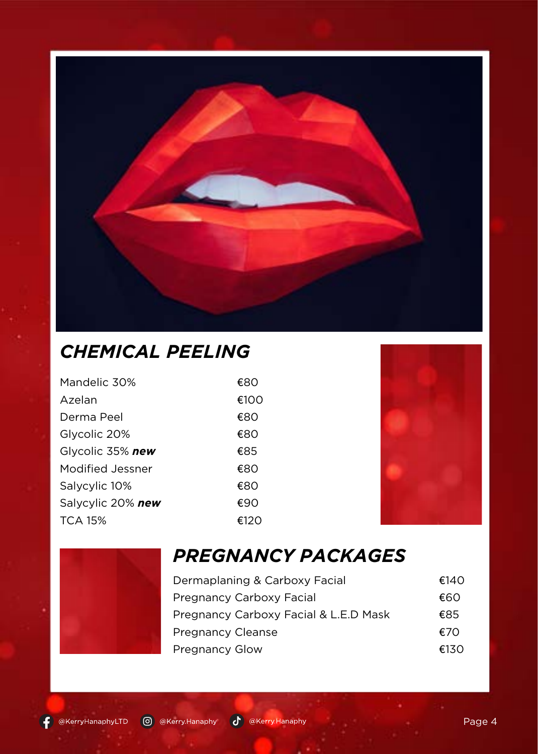## CHEMICAL PEELING

| | |
|---|---|
| Mandelic 30% | €80 |
| Azelan | €100 |
| Derma Peel | €80 |
| Glycolic 20% | €80 |
| Glycolic 35% ***new*** | €85 |
| Modified Jessner | €80 |
| Salycylic 10% | €80 |
| Salycylic 20% ***new*** | €90 |
| TCA 15% | €120 |

## PREGNANCY PACKAGES

| | |
|---|---|
| Dermaplaning & Carboxy Facial | €140 |
| Pregnancy Carboxy Facial | €60 |
| Pregnancy Carboxy Facial & L.E.D Mask | €85 |
| Pregnancy Cleanse | €70 |
| Pregnancy Glow | €130 |

@KerryHanaphyLTD @Kerry.Hanaphy @Kerry.Hanaphy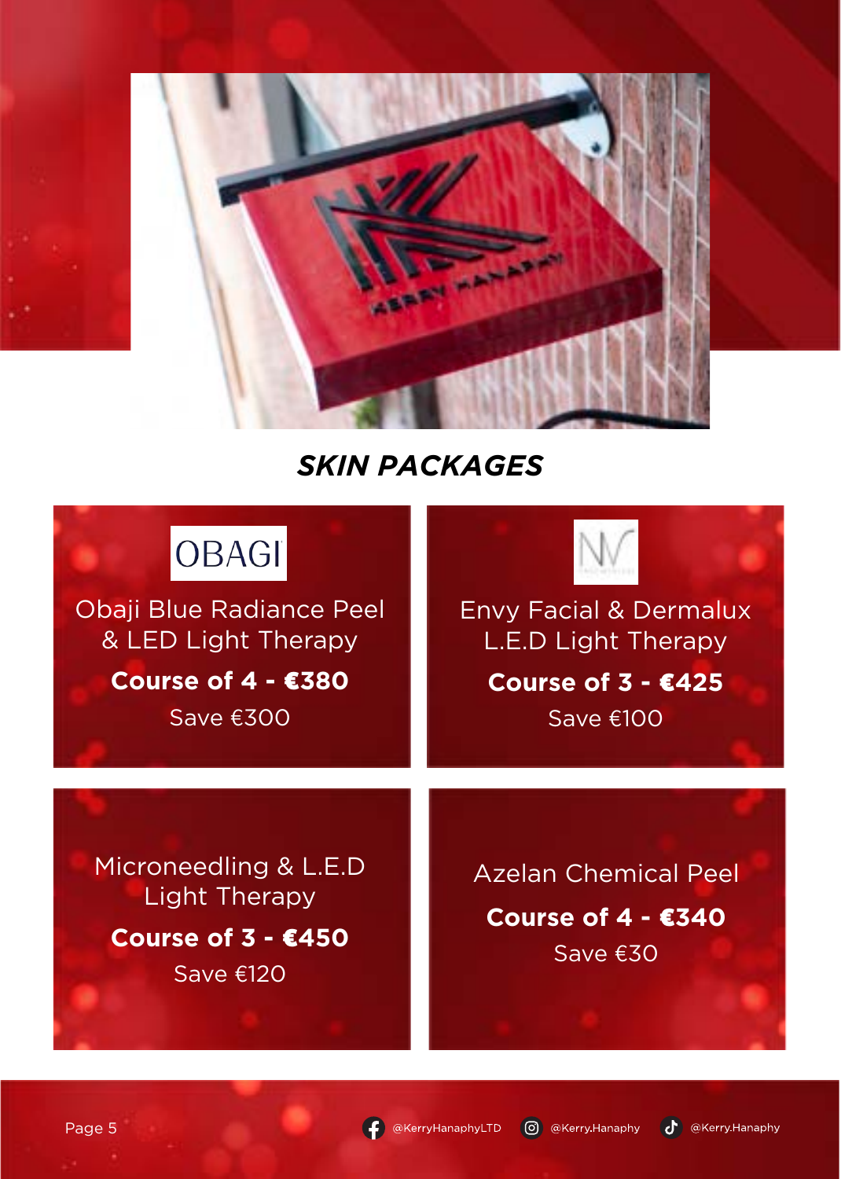# *SKIN PACKAGES*

OBAGI

Obaji Blue Radiance Peel & LED Light Therapy

**Course of 4 - €380**

Save €300

NV

Envy Facial & Dermalux L.E.D Light Therapy

**Course of 3 - €425**

Save €100

Microneedling & L.E.D Light Therapy

**Course of 3 - €450**

Save €120

Azelan Chemical Peel

**Course of 4 - €340**

Save €30

@KerryHanaphyLTD @Kerry.Hanaphy @Kerry.Hanaphy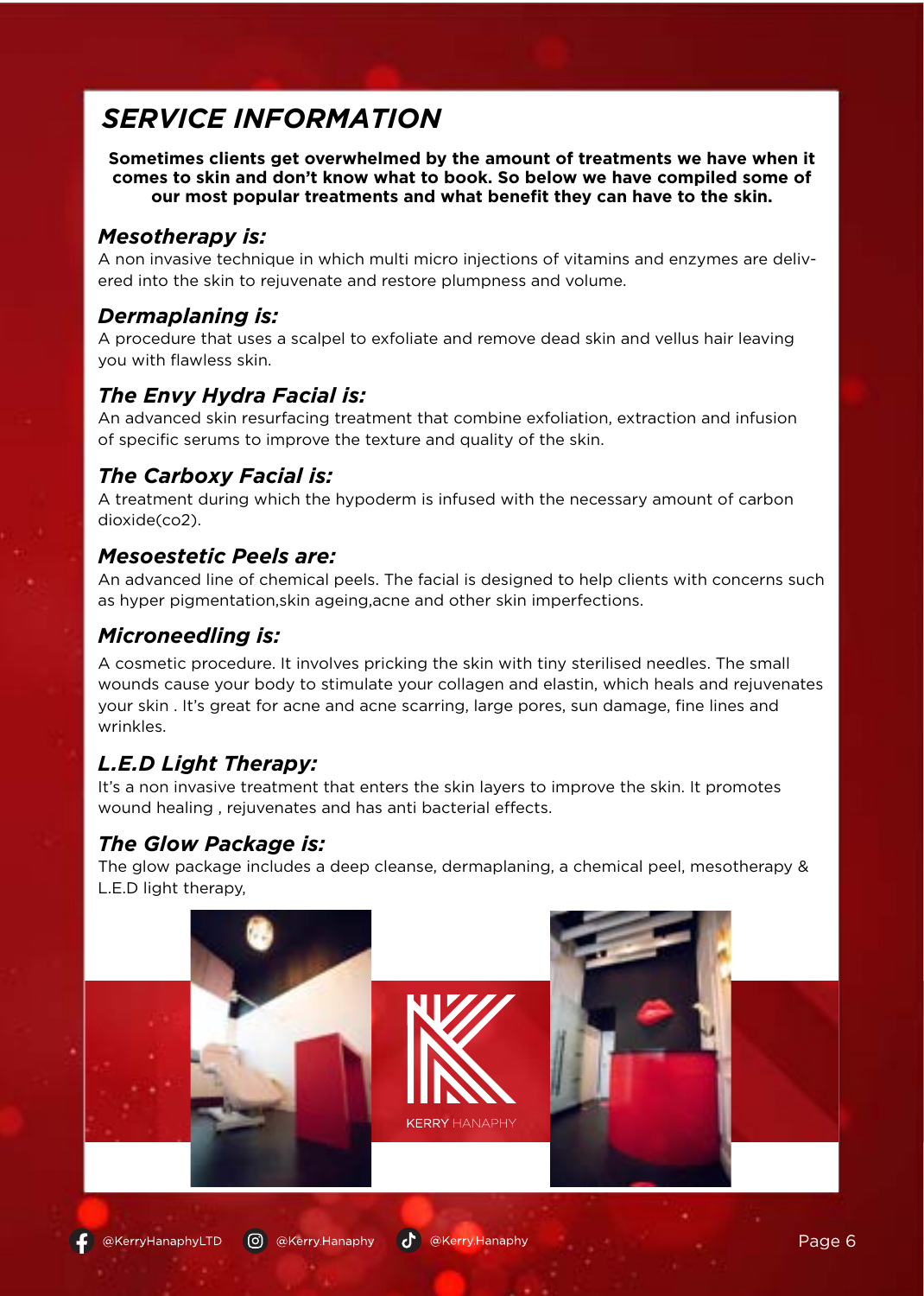# SERVICE INFORMATION

**Sometimes clients get overwhelmed by the amount of treatments we have when it comes to skin and don't know what to book. So below we have compiled some of our most popular treatments and what benefit they can have to the skin.**

## *Mesotherapy is:*

A non invasive technique in which multi micro injections of vitamins and enzymes are delivered into the skin to rejuvenate and restore plumpness and volume.

## *Dermaplaning is:*

A procedure that uses a scalpel to exfoliate and remove dead skin and vellus hair leaving you with flawless skin.

## *The Envy Hydra Facial is:*

An advanced skin resurfacing treatment that combine exfoliation, extraction and infusion of specific serums to improve the texture and quality of the skin.

## *The Carboxy Facial is:*

A treatment during which the hypoderm is infused with the necessary amount of carbon dioxide(co2).

## *Mesoestetic Peels are:*

An advanced line of chemical peels. The facial is designed to help clients with concerns such as hyper pigmentation,skin ageing,acne and other skin imperfections.

## *Microneedling is:*

A cosmetic procedure. It involves pricking the skin with tiny sterilised needles. The small wounds cause your body to stimulate your collagen and elastin, which heals and rejuvenates your skin . It's great for acne and acne scarring, large pores, sun damage, fine lines and wrinkles.

## *L.E.D Light Therapy:*

It's a non invasive treatment that enters the skin layers to improve the skin. It promotes wound healing , rejuvenates and has anti bacterial effects.

## *The Glow Package is:*

The glow package includes a deep cleanse, dermaplaning, a chemical peel, mesotherapy & L.E.D light therapy,

KERRY HANAPHY

@KerryHanaphyLTD @Kerry.Hanaphy @Kerry.Hanaphy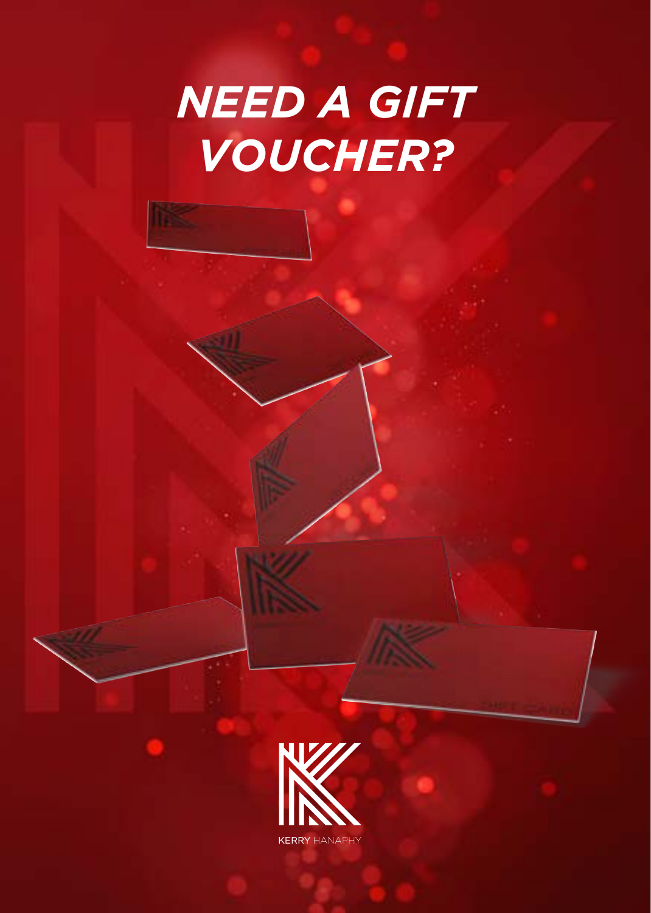# *NEED A GIFT VOUCHER?*

KERRY HANAPHY